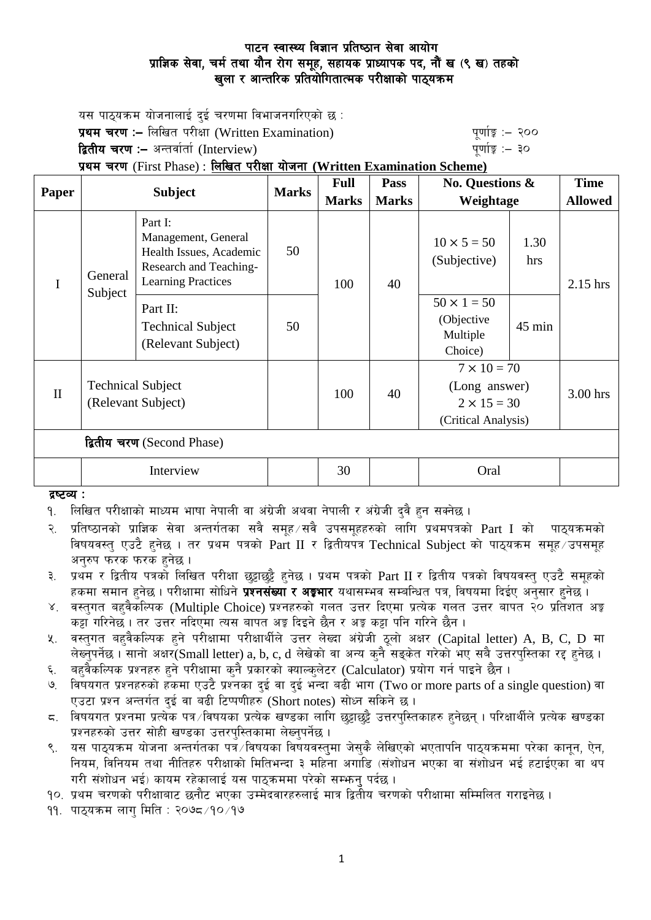# पाटन स्वास्थ्य विज्ञान प्रतिष्ठान सेवा आयोग
## प्राज्ञिक सेवा, चर्म तथा यौन रोग समूह, सहायक प्राध्यापक पद, नौं ख (९ ख) तहको
## खुला र आन्तरिक प्रतियोगितात्मक परीक्षाको पाठ्यक्रम

यस पाठ्यक्रम योजनालाई दुई चरणमा विभाजनगरिएको छ :

**प्रथम चरण :–** लिखित परीक्षा (Written Examination) पूर्णाङ्क :– २००

**द्वितीय चरण :–** अन्तर्वार्ता (Interview) पूर्णाङ्क :– ३०

**प्रथम चरण** (First Phase) : **लिखित परीक्षा योजना (Written Examination Scheme)**

| Paper | Subject | | Marks | Full Marks | Pass Marks | No. Questions & Weightage | | Time Allowed |
|---|---|---|---|---|---|---|---|---|
| I | General Subject | Part I: Management, General Health Issues, Academic Research and Teaching-Learning Practices | 50 | 100 | 40 | $10 \times 5 = 50$ (Subjective) | 1.30 hrs | 2.15 hrs |
| | | Part II: Technical Subject (Relevant Subject) | 50 | | | $50 \times 1 = 50$ (Objective Multiple Choice) | 45 min | |
| II | Technical Subject (Relevant Subject) | | | 100 | 40 | $7 \times 10 = 70$ (Long answer) $2 \times 15 = 30$ (Critical Analysis) | | 3.00 hrs |
| **द्वितीय चरण** (Second Phase) | | | | | | | | |
| | Interview | | | 30 | | Oral | | |

**द्रष्टव्य :**

१. लिखित परीक्षाको माध्यम भाषा नेपाली वा अंग्रेजी अथवा नेपाली र अंग्रेजी दुवै हुन सक्नेछ ।

२. प्रतिष्ठानको प्राज्ञिक सेवा अन्तर्गतका सवै समूह/सवै उपसमूहहरुको लागि प्रथमपत्रको Part I को पाठ्यक्रमको विषयवस्तु एउटै हुनेछ । तर प्रथम पत्रको Part II र द्वितीयपत्र Technical Subject को पाठ्यक्रम समूह/उपसमूह अनुरुप फरक फरक हुनेछ ।

३. प्रथम र द्वितीय पत्रको लिखित परीक्षा छुट्टाछुट्टै हुनेछ । प्रथम पत्रको Part II र द्वितीय पत्रको विषयवस्तु एउटै समूहको हकमा समान हुनेछ । परीक्षामा सोधिने **प्रश्नसंख्या र अङ्कभार** यथासम्भव सम्बन्धित पत्र, विषयमा दिईए अनुसार हुनेछ ।

४. वस्तुगत बहुवैकल्पिक (Multiple Choice) प्रश्नहरुको गलत उत्तर दिएमा प्रत्येक गलत उत्तर बापत २० प्रतिशत अङ्क कट्टा गरिनेछ । तर उत्तर नदिएमा त्यस बापत अङ्क दिइने छैन र अङ्क कट्टा पनि गरिने छैन ।

५. वस्तुगत बहुवैकल्पिक हुने परीक्षामा परीक्षार्थीले उत्तर लेख्दा अंग्रेजी ठूलो अक्षर (Capital letter) A, B, C, D मा लेख्नुपर्नेछ । सानो अक्षर(Small letter) a, b, c, d लेखेको वा अन्य कुनै सङ्केत गरेको भए सबै उत्तरपुस्तिका रद्द हुनेछ ।

६. बहुवैकल्पिक प्रश्नहरु हुने परीक्षामा कुनै प्रकारको क्याल्कुलेटर (Calculator) प्रयोग गर्न पाइने छैन ।

७. विषयगत प्रश्नहरुको हकमा एउटै प्रश्नका दुई वा दुई भन्दा बढी भाग (Two or more parts of a single question) वा एउटा प्रश्न अन्तर्गत दुई वा बढी टिप्पणीहरु (Short notes) सोध्न सकिने छ ।

८. विषयगत प्रश्नमा प्रत्येक पत्र/विषयका प्रत्येक खण्डका लागि छुट्टाछुट्टै उत्तरपुस्तिकाहरु हुनेछन् । परिक्षार्थीले प्रत्येक खण्डका प्रश्नहरुको उत्तर सोही खण्डका उत्तरपुस्तिकामा लेख्नुपर्नेछ ।

९. यस पाठ्यक्रम योजना अन्तर्गतका पत्र/विषयका विषयवस्तुमा जेसुकै लेखिएको भएतापनि पाठ्यक्रममा परेका कानून, ऐन, नियम, विनियम तथा नीतिहरु परीक्षाको मितिभन्दा ३ महिना अगाडि (संशोधन भएका वा संशोधन भई हटाईएका वा थप गरी संशोधन भई) कायम रहेकालाई यस पाठ्कममा परेको सम्झनु पर्दछ ।

१०. प्रथम चरणको परीक्षाबाट छनौट भएका उम्मेदवारहरुलाई मात्र द्वितीय चरणको परीक्षामा सम्मिलित गराइनेछ ।

११. पाठ्यक्रम लागु मिति : २०७८/१०/१७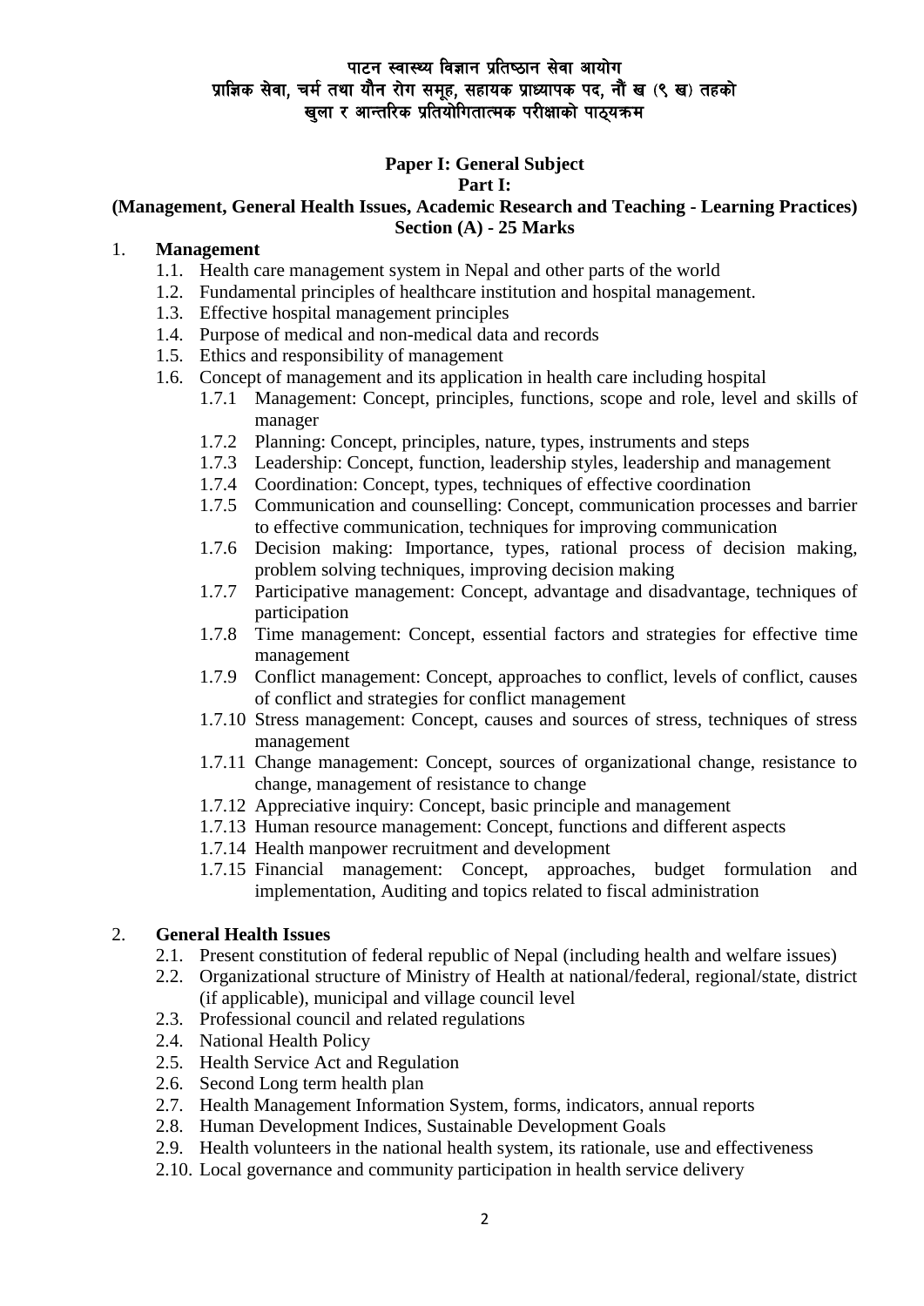पाटन स्वास्थ्य विज्ञान प्रतिष्ठान सेवा आयोग
प्राज्ञिक सेवा, चर्म तथा यौन रोग समूह, सहायक प्राध्यापक पद, नौं ख (९ ख) तहको
खुला र आन्तरिक प्रतियोगितात्मक परीक्षाको पाठ्यक्रम

**Paper I: General Subject**
**Part I:**
**(Management, General Health Issues, Academic Research and Teaching - Learning Practices)**
**Section (A) - 25 Marks**

1. **Management**
   - 1.1. Health care management system in Nepal and other parts of the world
   - 1.2. Fundamental principles of healthcare institution and hospital management.
   - 1.3. Effective hospital management principles
   - 1.4. Purpose of medical and non-medical data and records
   - 1.5. Ethics and responsibility of management
   - 1.6. Concept of management and its application in health care including hospital
     - 1.7.1 Management: Concept, principles, functions, scope and role, level and skills of manager
     - 1.7.2 Planning: Concept, principles, nature, types, instruments and steps
     - 1.7.3 Leadership: Concept, function, leadership styles, leadership and management
     - 1.7.4 Coordination: Concept, types, techniques of effective coordination
     - 1.7.5 Communication and counselling: Concept, communication processes and barrier to effective communication, techniques for improving communication
     - 1.7.6 Decision making: Importance, types, rational process of decision making, problem solving techniques, improving decision making
     - 1.7.7 Participative management: Concept, advantage and disadvantage, techniques of participation
     - 1.7.8 Time management: Concept, essential factors and strategies for effective time management
     - 1.7.9 Conflict management: Concept, approaches to conflict, levels of conflict, causes of conflict and strategies for conflict management
     - 1.7.10 Stress management: Concept, causes and sources of stress, techniques of stress management
     - 1.7.11 Change management: Concept, sources of organizational change, resistance to change, management of resistance to change
     - 1.7.12 Appreciative inquiry: Concept, basic principle and management
     - 1.7.13 Human resource management: Concept, functions and different aspects
     - 1.7.14 Health manpower recruitment and development
     - 1.7.15 Financial management: Concept, approaches, budget formulation and implementation, Auditing and topics related to fiscal administration

2. **General Health Issues**
   - 2.1. Present constitution of federal republic of Nepal (including health and welfare issues)
   - 2.2. Organizational structure of Ministry of Health at national/federal, regional/state, district (if applicable), municipal and village council level
   - 2.3. Professional council and related regulations
   - 2.4. National Health Policy
   - 2.5. Health Service Act and Regulation
   - 2.6. Second Long term health plan
   - 2.7. Health Management Information System, forms, indicators, annual reports
   - 2.8. Human Development Indices, Sustainable Development Goals
   - 2.9. Health volunteers in the national health system, its rationale, use and effectiveness
   - 2.10. Local governance and community participation in health service delivery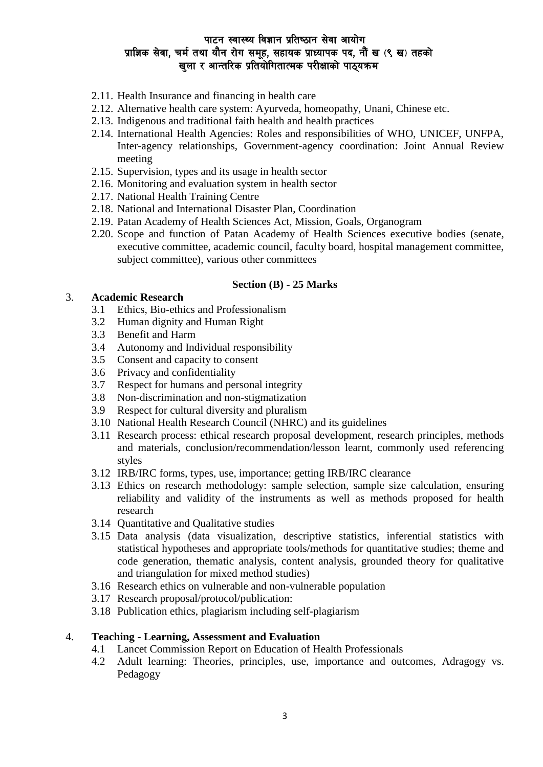2.11. Health Insurance and financing in health care
2.12. Alternative health care system: Ayurveda, homeopathy, Unani, Chinese etc.
2.13. Indigenous and traditional faith health and health practices
2.14. International Health Agencies: Roles and responsibilities of WHO, UNICEF, UNFPA, Inter-agency relationships, Government-agency coordination: Joint Annual Review meeting
2.15. Supervision, types and its usage in health sector
2.16. Monitoring and evaluation system in health sector
2.17. National Health Training Centre
2.18. National and International Disaster Plan, Coordination
2.19. Patan Academy of Health Sciences Act, Mission, Goals, Organogram
2.20. Scope and function of Patan Academy of Health Sciences executive bodies (senate, executive committee, academic council, faculty board, hospital management committee, subject committee), various other committees

**Section (B) - 25 Marks**

3. **Academic Research**
   3.1 Ethics, Bio-ethics and Professionalism
   3.2 Human dignity and Human Right
   3.3 Benefit and Harm
   3.4 Autonomy and Individual responsibility
   3.5 Consent and capacity to consent
   3.6 Privacy and confidentiality
   3.7 Respect for humans and personal integrity
   3.8 Non-discrimination and non-stigmatization
   3.9 Respect for cultural diversity and pluralism
   3.10 National Health Research Council (NHRC) and its guidelines
   3.11 Research process: ethical research proposal development, research principles, methods and materials, conclusion/recommendation/lesson learnt, commonly used referencing styles
   3.12 IRB/IRC forms, types, use, importance; getting IRB/IRC clearance
   3.13 Ethics on research methodology: sample selection, sample size calculation, ensuring reliability and validity of the instruments as well as methods proposed for health research
   3.14 Quantitative and Qualitative studies
   3.15 Data analysis (data visualization, descriptive statistics, inferential statistics with statistical hypotheses and appropriate tools/methods for quantitative studies; theme and code generation, thematic analysis, content analysis, grounded theory for qualitative and triangulation for mixed method studies)
   3.16 Research ethics on vulnerable and non-vulnerable population
   3.17 Research proposal/protocol/publication:
   3.18 Publication ethics, plagiarism including self-plagiarism

4. **Teaching - Learning, Assessment and Evaluation**
   4.1 Lancet Commission Report on Education of Health Professionals
   4.2 Adult learning: Theories, principles, use, importance and outcomes, Adragogy vs. Pedagogy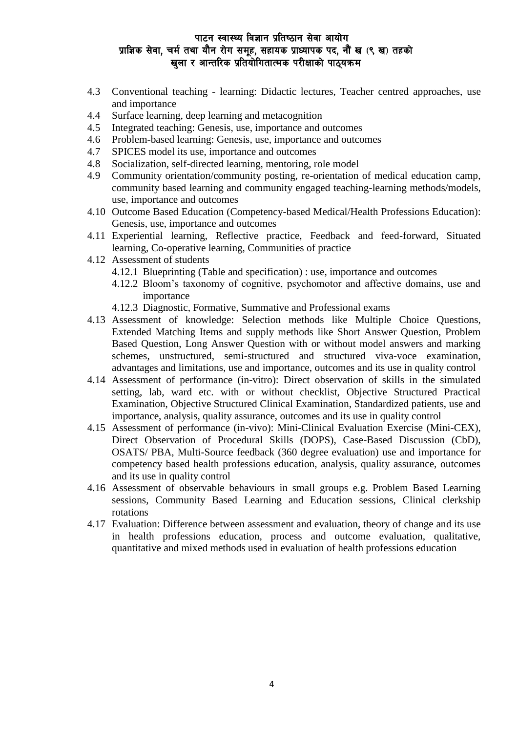- 4.3 Conventional teaching - learning: Didactic lectures, Teacher centred approaches, use and importance
- 4.4 Surface learning, deep learning and metacognition
- 4.5 Integrated teaching: Genesis, use, importance and outcomes
- 4.6 Problem-based learning: Genesis, use, importance and outcomes
- 4.7 SPICES model its use, importance and outcomes
- 4.8 Socialization, self-directed learning, mentoring, role model
- 4.9 Community orientation/community posting, re-orientation of medical education camp, community based learning and community engaged teaching-learning methods/models, use, importance and outcomes
- 4.10 Outcome Based Education (Competency-based Medical/Health Professions Education): Genesis, use, importance and outcomes
- 4.11 Experiential learning, Reflective practice, Feedback and feed-forward, Situated learning, Co-operative learning, Communities of practice
- 4.12 Assessment of students
  - 4.12.1 Blueprinting (Table and specification) : use, importance and outcomes
  - 4.12.2 Bloom's taxonomy of cognitive, psychomotor and affective domains, use and importance
  - 4.12.3 Diagnostic, Formative, Summative and Professional exams
- 4.13 Assessment of knowledge: Selection methods like Multiple Choice Questions, Extended Matching Items and supply methods like Short Answer Question, Problem Based Question, Long Answer Question with or without model answers and marking schemes, unstructured, semi-structured and structured viva-voce examination, advantages and limitations, use and importance, outcomes and its use in quality control
- 4.14 Assessment of performance (in-vitro): Direct observation of skills in the simulated setting, lab, ward etc. with or without checklist, Objective Structured Practical Examination, Objective Structured Clinical Examination, Standardized patients, use and importance, analysis, quality assurance, outcomes and its use in quality control
- 4.15 Assessment of performance (in-vivo): Mini-Clinical Evaluation Exercise (Mini-CEX), Direct Observation of Procedural Skills (DOPS), Case-Based Discussion (CbD), OSATS/ PBA, Multi-Source feedback (360 degree evaluation) use and importance for competency based health professions education, analysis, quality assurance, outcomes and its use in quality control
- 4.16 Assessment of observable behaviours in small groups e.g. Problem Based Learning sessions, Community Based Learning and Education sessions, Clinical clerkship rotations
- 4.17 Evaluation: Difference between assessment and evaluation, theory of change and its use in health professions education, process and outcome evaluation, qualitative, quantitative and mixed methods used in evaluation of health professions education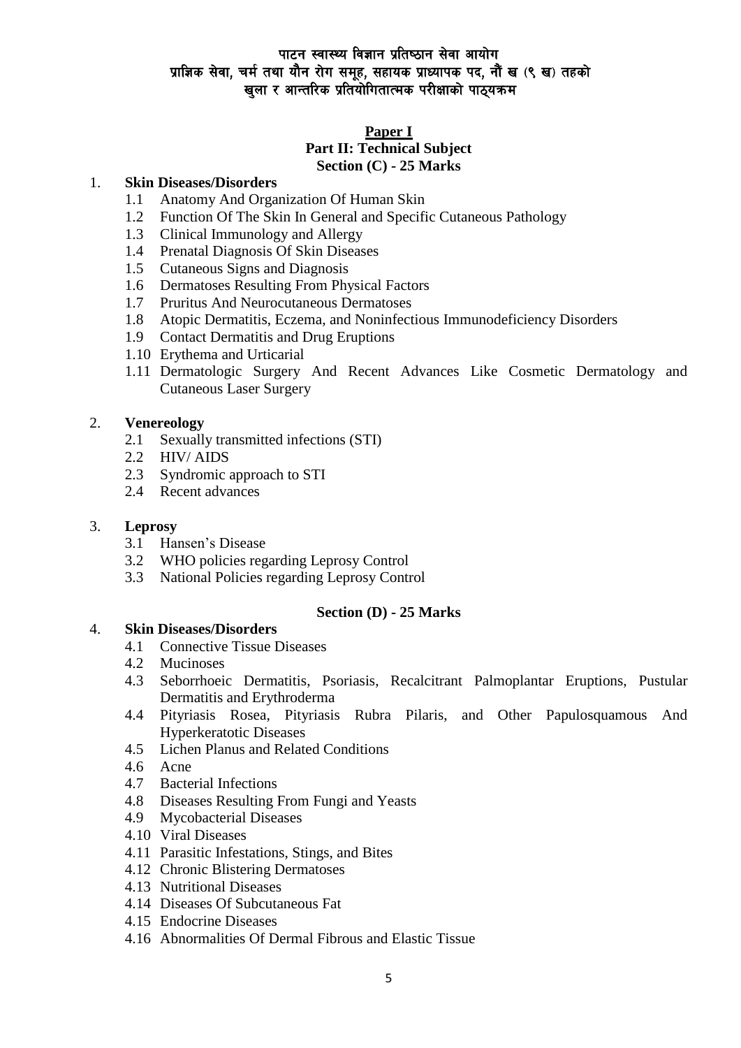# पाटन स्वास्थ्य विज्ञान प्रतिष्ठान सेवा आयोग
## प्राज्ञिक सेवा, चर्म तथा यौन रोग समूह, सहायक प्राध्यापक पद, नौं ख (९ ख) तहको
## खुला र आन्तरिक प्रतियोगितात्मक परीक्षाको पाठ्यक्रम

**Paper I**

**Part II: Technical Subject**

**Section (C) - 25 Marks**

1. **Skin Diseases/Disorders**
    - 1.1 Anatomy And Organization Of Human Skin
    - 1.2 Function Of The Skin In General and Specific Cutaneous Pathology
    - 1.3 Clinical Immunology and Allergy
    - 1.4 Prenatal Diagnosis Of Skin Diseases
    - 1.5 Cutaneous Signs and Diagnosis
    - 1.6 Dermatoses Resulting From Physical Factors
    - 1.7 Pruritus And Neurocutaneous Dermatoses
    - 1.8 Atopic Dermatitis, Eczema, and Noninfectious Immunodeficiency Disorders
    - 1.9 Contact Dermatitis and Drug Eruptions
    - 1.10 Erythema and Urticarial
    - 1.11 Dermatologic Surgery And Recent Advances Like Cosmetic Dermatology and Cutaneous Laser Surgery

2. **Venereology**
    - 2.1 Sexually transmitted infections (STI)
    - 2.2 HIV/ AIDS
    - 2.3 Syndromic approach to STI
    - 2.4 Recent advances

3. **Leprosy**
    - 3.1 Hansen's Disease
    - 3.2 WHO policies regarding Leprosy Control
    - 3.3 National Policies regarding Leprosy Control

**Section (D) - 25 Marks**

4. **Skin Diseases/Disorders**
    - 4.1 Connective Tissue Diseases
    - 4.2 Mucinoses
    - 4.3 Seborrhoeic Dermatitis, Psoriasis, Recalcitrant Palmoplantar Eruptions, Pustular Dermatitis and Erythroderma
    - 4.4 Pityriasis Rosea, Pityriasis Rubra Pilaris, and Other Papulosquamous And Hyperkeratotic Diseases
    - 4.5 Lichen Planus and Related Conditions
    - 4.6 Acne
    - 4.7 Bacterial Infections
    - 4.8 Diseases Resulting From Fungi and Yeasts
    - 4.9 Mycobacterial Diseases
    - 4.10 Viral Diseases
    - 4.11 Parasitic Infestations, Stings, and Bites
    - 4.12 Chronic Blistering Dermatoses
    - 4.13 Nutritional Diseases
    - 4.14 Diseases Of Subcutaneous Fat
    - 4.15 Endocrine Diseases
    - 4.16 Abnormalities Of Dermal Fibrous and Elastic Tissue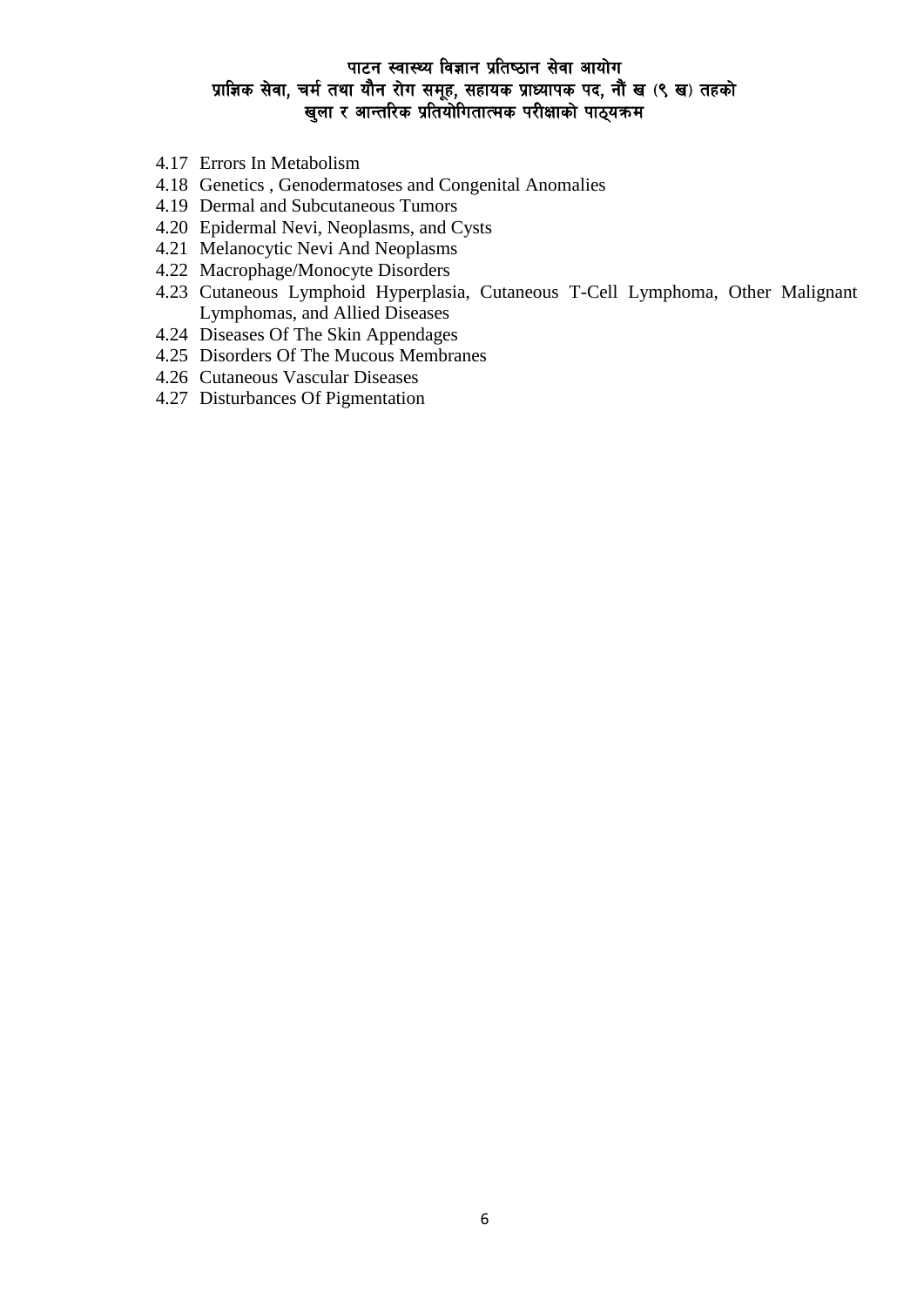- 4.17 Errors In Metabolism
- 4.18 Genetics , Genodermatoses and Congenital Anomalies
- 4.19 Dermal and Subcutaneous Tumors
- 4.20 Epidermal Nevi, Neoplasms, and Cysts
- 4.21 Melanocytic Nevi And Neoplasms
- 4.22 Macrophage/Monocyte Disorders
- 4.23 Cutaneous Lymphoid Hyperplasia, Cutaneous T-Cell Lymphoma, Other Malignant Lymphomas, and Allied Diseases
- 4.24 Diseases Of The Skin Appendages
- 4.25 Disorders Of The Mucous Membranes
- 4.26 Cutaneous Vascular Diseases
- 4.27 Disturbances Of Pigmentation